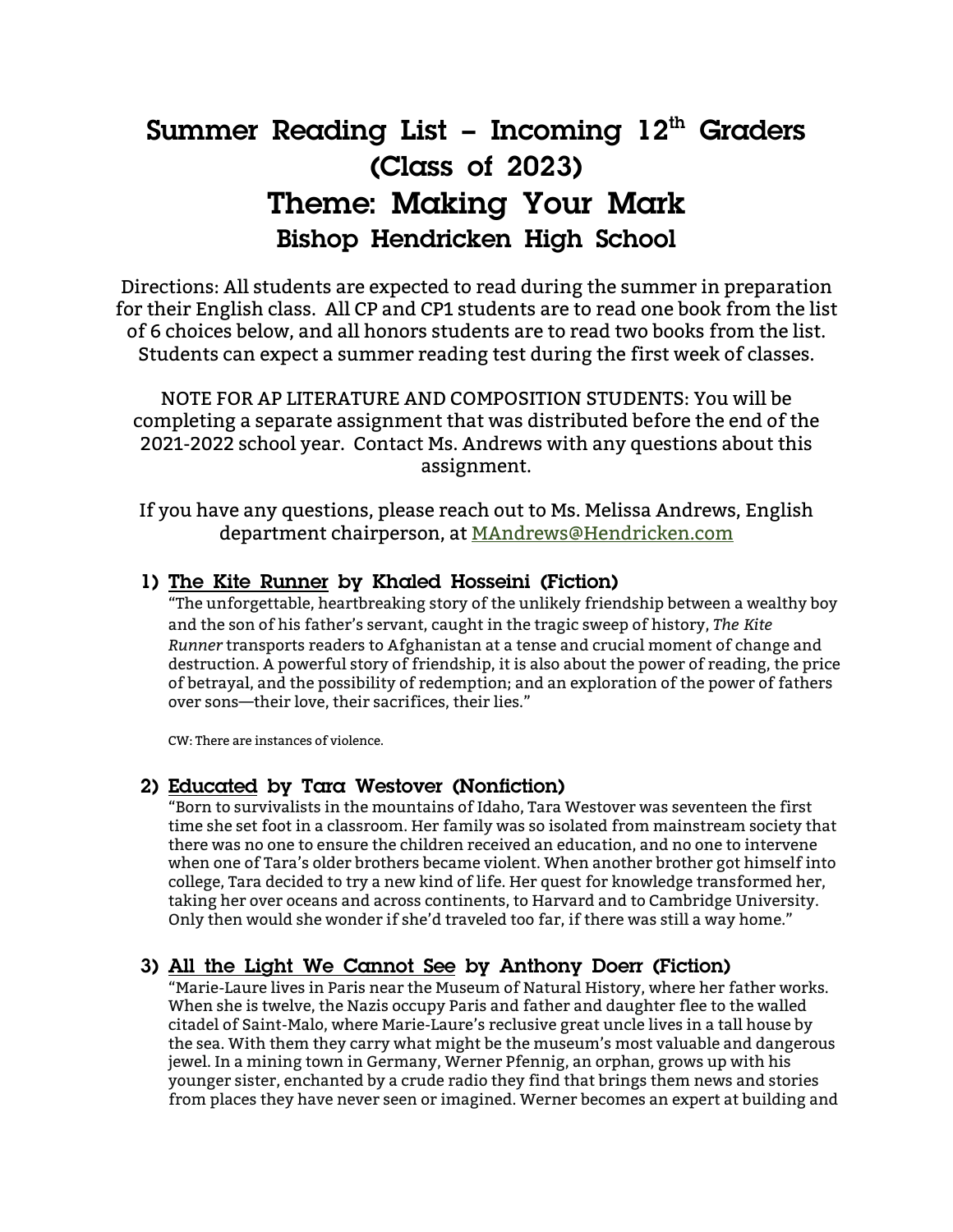# Summer Reading List – Incoming 12th Graders (Class of 2023)

# Theme: Making Your Mark

## Bishop Hendricken High School

Directions: All students are expected to read during the summer in preparation for their English class. All CP and CP1 students are to read one book from the list of 6 choices below, and all honors students are to read two books from the list. Students can expect a summer reading test during the first week of classes.

NOTE FOR AP LITERATURE AND COMPOSITION STUDENTS: You will be completing a separate assignment that was distributed before the end of the 2021-2022 school year. Contact Ms. Andrews with any questions about this assignment.

If you have any questions, please reach out to Ms. Melissa Andrews, English department chairperson, at [MAndrews@Hendricken.com](mailto:MAndrews@Hendricken.com)

### 1) The Kite Runner by Khaled Hosseini (Fiction)

"The unforgettable, heartbreaking story of the unlikely friendship between a wealthy boy and the son of his father's servant, caught in the tragic sweep of history, *The Kite Runner* transports readers to Afghanistan at a tense and crucial moment of change and destruction. A powerful story of friendship, it is also about the power of reading, the price of betrayal, and the possibility of redemption; and an exploration of the power of fathers over sons—their love, their sacrifices, their lies."

CW: There are instances of violence.

### 2) Educated by Tara Westover (Nonfiction)

"Born to survivalists in the mountains of Idaho, Tara Westover was seventeen the first time she set foot in a classroom. Her family was so isolated from mainstream society that there was no one to ensure the children received an education, and no one to intervene when one of Tara's older brothers became violent. When another brother got himself into college, Tara decided to try a new kind of life. Her quest for knowledge transformed her, taking her over oceans and across continents, to Harvard and to Cambridge University. Only then would she wonder if she'd traveled too far, if there was still a way home."

### 3) All the Light We Cannot See by Anthony Doerr (Fiction)

"Marie-Laure lives in Paris near the Museum of Natural History, where her father works. When she is twelve, the Nazis occupy Paris and father and daughter flee to the walled citadel of Saint-Malo, where Marie-Laure's reclusive great uncle lives in a tall house by the sea. With them they carry what might be the museum's most valuable and dangerous jewel. In a mining town in Germany, Werner Pfennig, an orphan, grows up with his younger sister, enchanted by a crude radio they find that brings them news and stories from places they have never seen or imagined. Werner becomes an expert at building and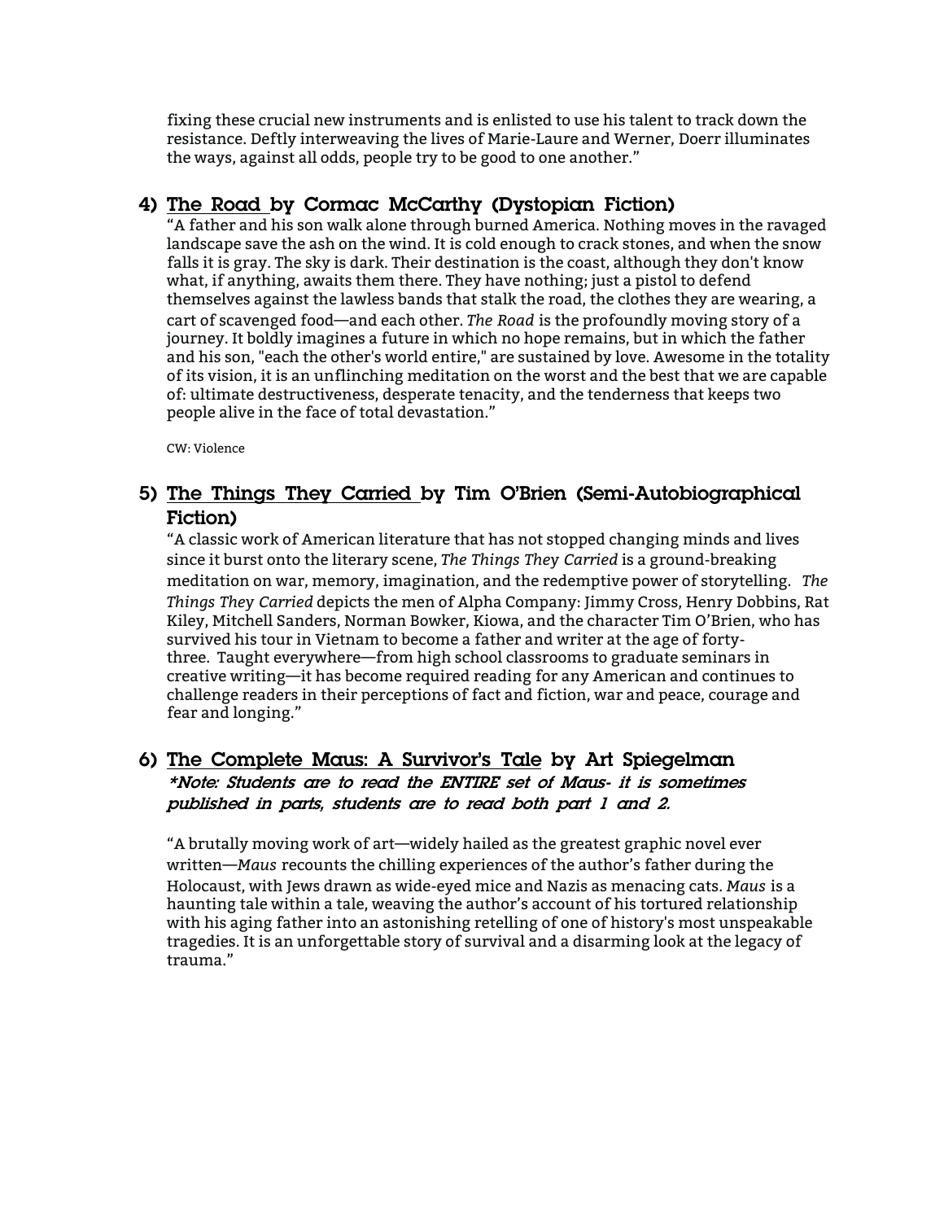fixing these crucial new instruments and is enlisted to use his talent to track down the resistance. Deftly interweaving the lives of Marie-Laure and Werner, Doerr illuminates the ways, against all odds, people try to be good to one another."

### 4) The Road by Cormac McCarthy (Dystopian Fiction)

"A father and his son walk alone through burned America. Nothing moves in the ravaged landscape save the ash on the wind. It is cold enough to crack stones, and when the snow falls it is gray. The sky is dark. Their destination is the coast, although they don't know what, if anything, awaits them there. They have nothing; just a pistol to defend themselves against the lawless bands that stalk the road, the clothes they are wearing, a cart of scavenged food—and each other. *The Road* is the profoundly moving story of a journey. It boldly imagines a future in which no hope remains, but in which the father and his son, "each the other's world entire," are sustained by love. Awesome in the totality of its vision, it is an unflinching meditation on the worst and the best that we are capable of: ultimate destructiveness, desperate tenacity, and the tenderness that keeps two people alive in the face of total devastation."

CW: Violence

### 5) The Things They Carried by Tim O'Brien (Semi-Autobiographical Fiction)

"A classic work of American literature that has not stopped changing minds and lives since it burst onto the literary scene, *The Things They Carried* is a ground-breaking meditation on war, memory, imagination, and the redemptive power of storytelling. *The Things They Carried* depicts the men of Alpha Company: Jimmy Cross, Henry Dobbins, Rat Kiley, Mitchell Sanders, Norman Bowker, Kiowa, and the character Tim O'Brien, who has survived his tour in Vietnam to become a father and writer at the age of forty-three. Taught everywhere—from high school classrooms to graduate seminars in creative writing—it has become required reading for any American and continues to challenge readers in their perceptions of fact and fiction, war and peace, courage and fear and longing."

### 6) The Complete Maus: A Survivor's Tale by Art Spiegelman

***\*Note: Students are to read the ENTIRE set of Maus- it is sometimes published in parts, students are to read both part 1 and 2.***

"A brutally moving work of art—widely hailed as the greatest graphic novel ever written—*Maus* recounts the chilling experiences of the author's father during the Holocaust, with Jews drawn as wide-eyed mice and Nazis as menacing cats. *Maus* is a haunting tale within a tale, weaving the author's account of his tortured relationship with his aging father into an astonishing retelling of one of history's most unspeakable tragedies. It is an unforgettable story of survival and a disarming look at the legacy of trauma."